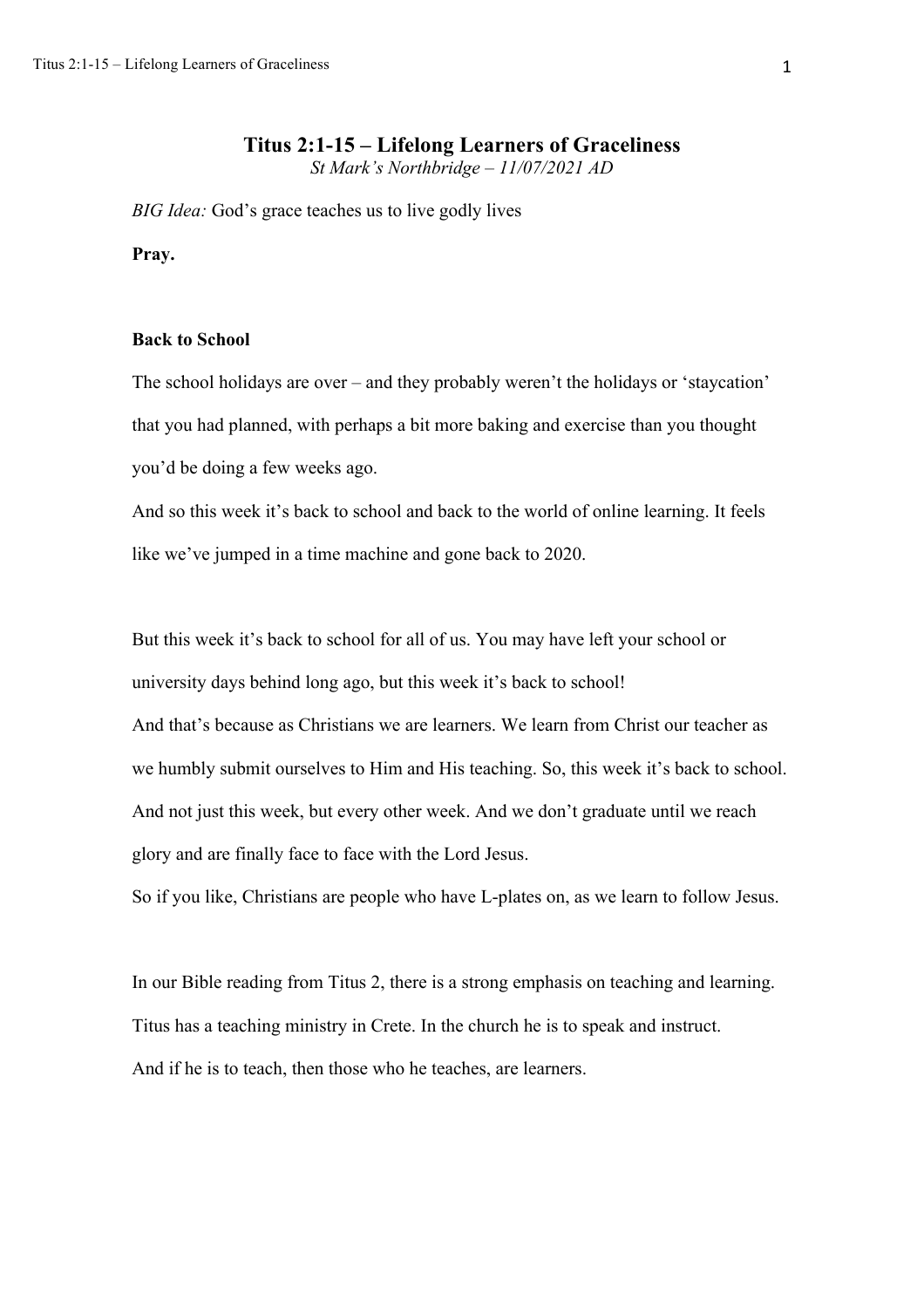# Titus 2:1-15 – Lifelong Learners of Graceliness

*St Mark's Northbridge – 11/07/2021 AD*

*BIG Idea:* God's grace teaches us to live godly lives

**Pray.**

## Back to School

The school holidays are over – and they probably weren't the holidays or 'staycation' that you had planned, with perhaps a bit more baking and exercise than you thought you'd be doing a few weeks ago.

And so this week it's back to school and back to the world of online learning. It feels like we've jumped in a time machine and gone back to 2020.

But this week it's back to school for all of us. You may have left your school or university days behind long ago, but this week it's back to school!

And that's because as Christians we are learners. We learn from Christ our teacher as we humbly submit ourselves to Him and His teaching. So, this week it's back to school. And not just this week, but every other week. And we don't graduate until we reach glory and are finally face to face with the Lord Jesus.

So if you like, Christians are people who have L-plates on, as we learn to follow Jesus.

In our Bible reading from Titus 2, there is a strong emphasis on teaching and learning. Titus has a teaching ministry in Crete. In the church he is to speak and instruct. And if he is to teach, then those who he teaches, are learners.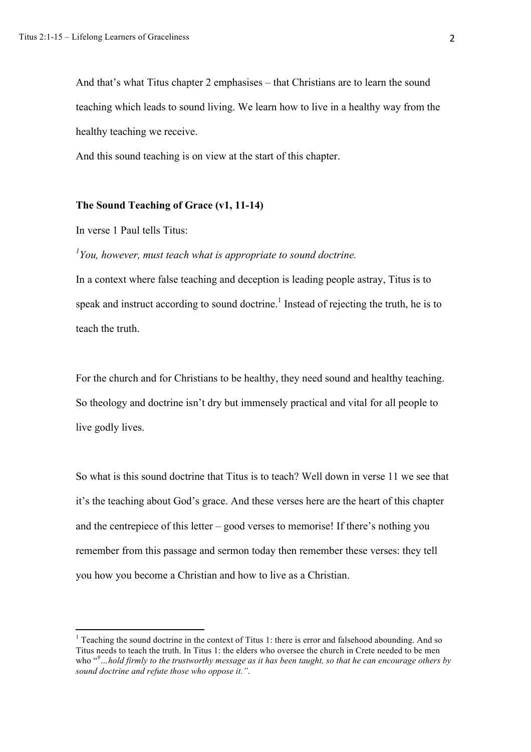And that's what Titus chapter 2 emphasises – that Christians are to learn the sound teaching which leads to sound living. We learn how to live in a healthy way from the healthy teaching we receive.

And this sound teaching is on view at the start of this chapter.

### The Sound Teaching of Grace (v1, 11-14)

In verse 1 Paul tells Titus:

*[1]You, however, must teach what is appropriate to sound doctrine.*

In a context where false teaching and deception is leading people astray, Titus is to speak and instruct according to sound doctrine.[1] Instead of rejecting the truth, he is to teach the truth.

For the church and for Christians to be healthy, they need sound and healthy teaching. So theology and doctrine isn't dry but immensely practical and vital for all people to live godly lives.

So what is this sound doctrine that Titus is to teach? Well down in verse 11 we see that it's the teaching about God's grace. And these verses here are the heart of this chapter and the centrepiece of this letter – good verses to memorise! If there's nothing you remember from this passage and sermon today then remember these verses: they tell you how you become a Christian and how to live as a Christian.

---

[1] Teaching the sound doctrine in the context of Titus 1: there is error and falsehood abounding. And so Titus needs to teach the truth. In Titus 1: the elders who oversee the church in Crete needed to be men who "*[9]…hold firmly to the trustworthy message as it has been taught, so that he can encourage others by sound doctrine and refute those who oppose it."*.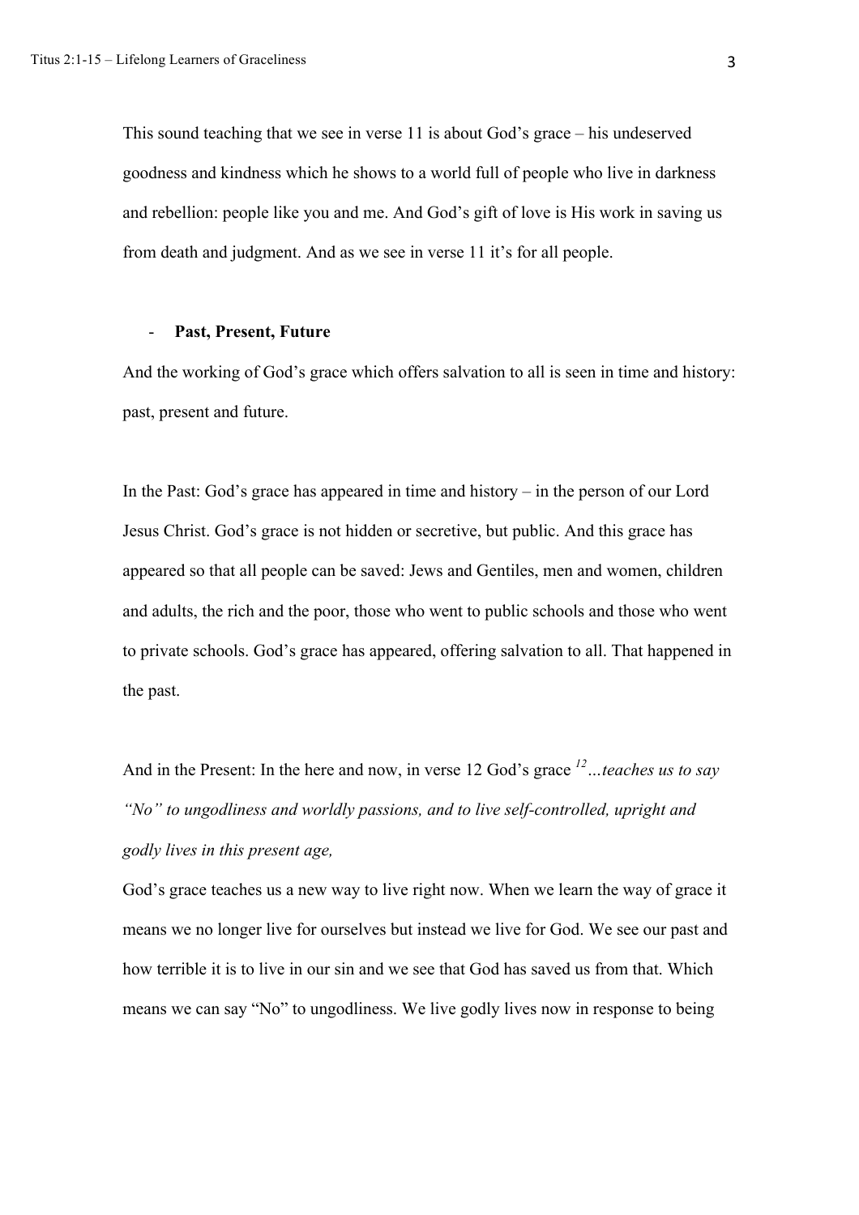This sound teaching that we see in verse 11 is about God's grace – his undeserved goodness and kindness which he shows to a world full of people who live in darkness and rebellion: people like you and me. And God's gift of love is His work in saving us from death and judgment. And as we see in verse 11 it's for all people.

- **Past, Present, Future**

And the working of God's grace which offers salvation to all is seen in time and history: past, present and future.

In the Past: God's grace has appeared in time and history – in the person of our Lord Jesus Christ. God's grace is not hidden or secretive, but public. And this grace has appeared so that all people can be saved: Jews and Gentiles, men and women, children and adults, the rich and the poor, those who went to public schools and those who went to private schools. God's grace has appeared, offering salvation to all. That happened in the past.

And in the Present: In the here and now, in verse 12 God's grace [12]*…teaches us to say "No" to ungodliness and worldly passions, and to live self-controlled, upright and godly lives in this present age,*

God's grace teaches us a new way to live right now. When we learn the way of grace it means we no longer live for ourselves but instead we live for God. We see our past and how terrible it is to live in our sin and we see that God has saved us from that. Which means we can say "No" to ungodliness. We live godly lives now in response to being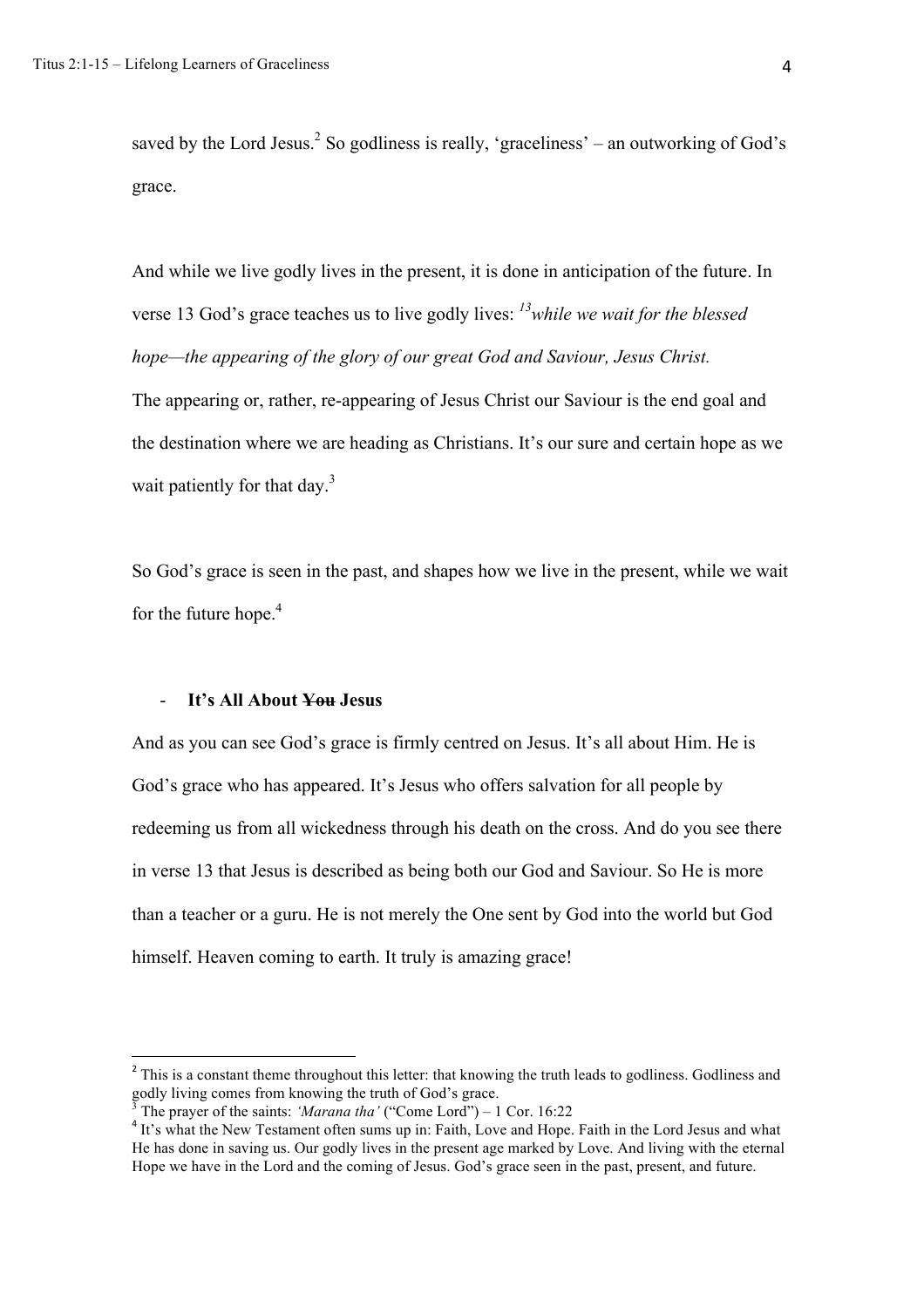saved by the Lord Jesus.[2] So godliness is really, 'graceliness' – an outworking of God's grace.

And while we live godly lives in the present, it is done in anticipation of the future. In verse 13 God's grace teaches us to live godly lives: *13 while we wait for the blessed hope—the appearing of the glory of our great God and Saviour, Jesus Christ.*
The appearing or, rather, re-appearing of Jesus Christ our Saviour is the end goal and the destination where we are heading as Christians. It's our sure and certain hope as we wait patiently for that day.[3]

So God's grace is seen in the past, and shapes how we live in the present, while we wait for the future hope.[4]

- **It's All About ~~You~~ Jesus**

And as you can see God's grace is firmly centred on Jesus. It's all about Him. He is God's grace who has appeared. It's Jesus who offers salvation for all people by redeeming us from all wickedness through his death on the cross. And do you see there in verse 13 that Jesus is described as being both our God and Saviour. So He is more than a teacher or a guru. He is not merely the One sent by God into the world but God himself. Heaven coming to earth. It truly is amazing grace!

---

[2] This is a constant theme throughout this letter: that knowing the truth leads to godliness. Godliness and godly living comes from knowing the truth of God's grace.

[3] The prayer of the saints: *'Marana tha'* ("Come Lord") – 1 Cor. 16:22

[4] It's what the New Testament often sums up in: Faith, Love and Hope. Faith in the Lord Jesus and what He has done in saving us. Our godly lives in the present age marked by Love. And living with the eternal Hope we have in the Lord and the coming of Jesus. God's grace seen in the past, present, and future.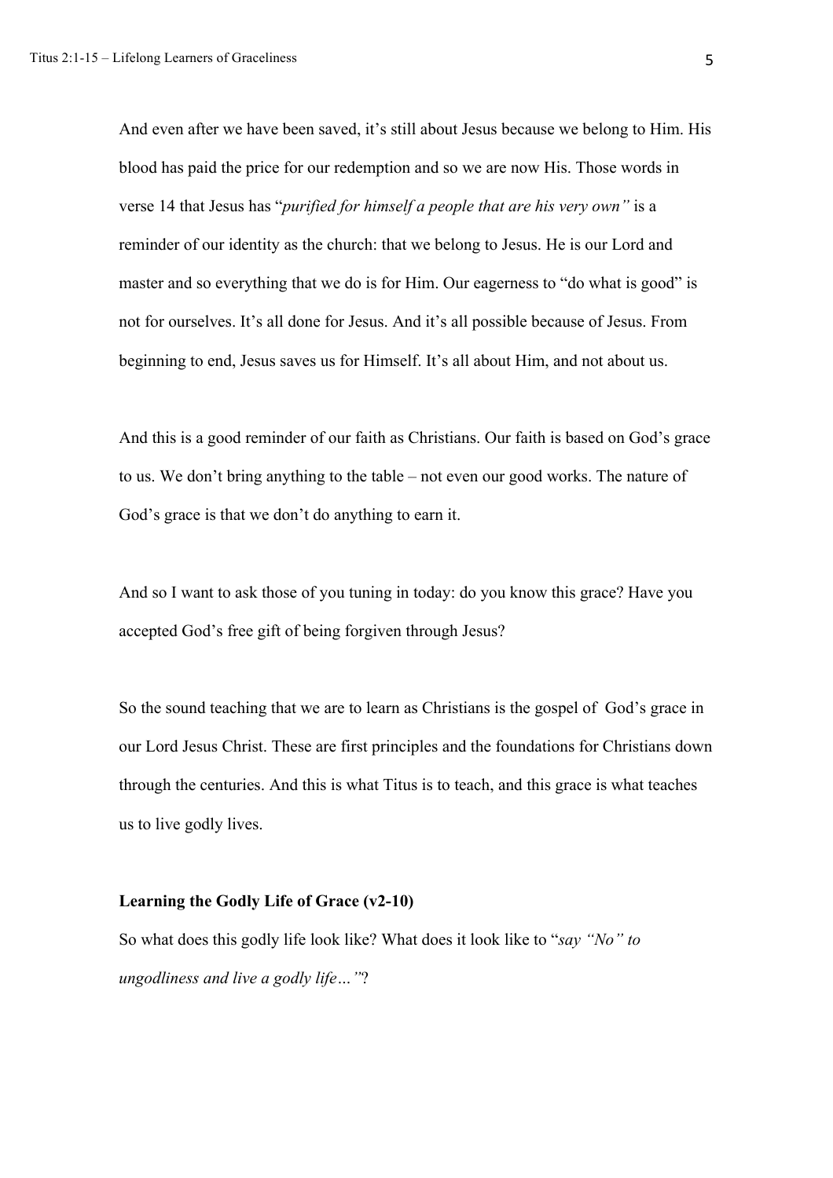And even after we have been saved, it's still about Jesus because we belong to Him. His blood has paid the price for our redemption and so we are now His. Those words in verse 14 that Jesus has "*purified for himself a people that are his very own"* is a reminder of our identity as the church: that we belong to Jesus. He is our Lord and master and so everything that we do is for Him. Our eagerness to "do what is good" is not for ourselves. It's all done for Jesus. And it's all possible because of Jesus. From beginning to end, Jesus saves us for Himself. It's all about Him, and not about us.

And this is a good reminder of our faith as Christians. Our faith is based on God's grace to us. We don't bring anything to the table – not even our good works. The nature of God's grace is that we don't do anything to earn it.

And so I want to ask those of you tuning in today: do you know this grace? Have you accepted God's free gift of being forgiven through Jesus?

So the sound teaching that we are to learn as Christians is the gospel of God's grace in our Lord Jesus Christ. These are first principles and the foundations for Christians down through the centuries. And this is what Titus is to teach, and this grace is what teaches us to live godly lives.

**Learning the Godly Life of Grace (v2-10)**

So what does this godly life look like? What does it look like to "*say "No" to ungodliness and live a godly life…"*?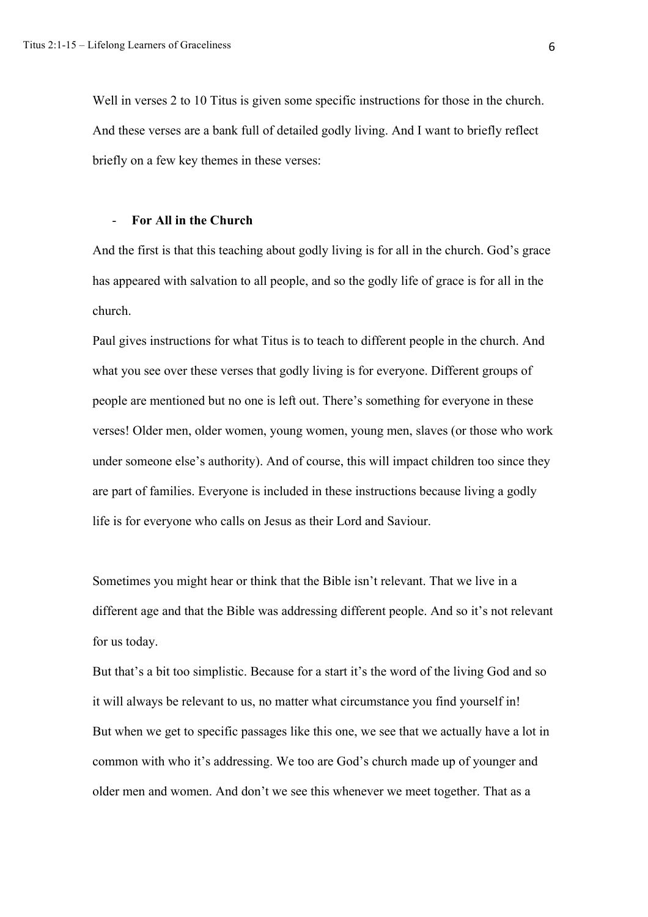Well in verses 2 to 10 Titus is given some specific instructions for those in the church. And these verses are a bank full of detailed godly living. And I want to briefly reflect briefly on a few key themes in these verses:

- **For All in the Church**

And the first is that this teaching about godly living is for all in the church. God's grace has appeared with salvation to all people, and so the godly life of grace is for all in the church.

Paul gives instructions for what Titus is to teach to different people in the church. And what you see over these verses that godly living is for everyone. Different groups of people are mentioned but no one is left out. There's something for everyone in these verses! Older men, older women, young women, young men, slaves (or those who work under someone else's authority). And of course, this will impact children too since they are part of families. Everyone is included in these instructions because living a godly life is for everyone who calls on Jesus as their Lord and Saviour.

Sometimes you might hear or think that the Bible isn't relevant. That we live in a different age and that the Bible was addressing different people. And so it's not relevant for us today.

But that's a bit too simplistic. Because for a start it's the word of the living God and so it will always be relevant to us, no matter what circumstance you find yourself in!

But when we get to specific passages like this one, we see that we actually have a lot in common with who it's addressing. We too are God's church made up of younger and older men and women. And don't we see this whenever we meet together. That as a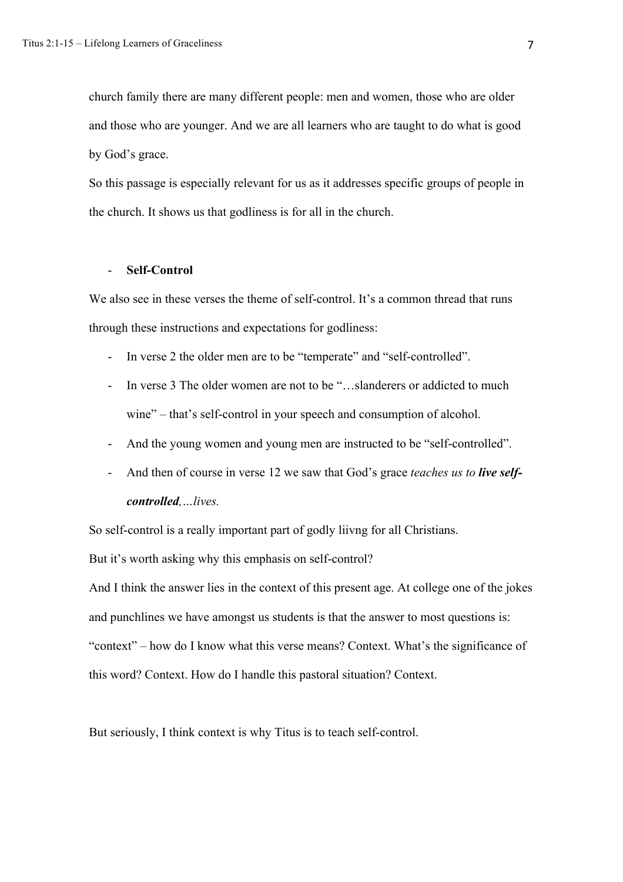church family there are many different people: men and women, those who are older and those who are younger. And we are all learners who are taught to do what is good by God's grace.

So this passage is especially relevant for us as it addresses specific groups of people in the church. It shows us that godliness is for all in the church.

- **Self-Control**

We also see in these verses the theme of self-control. It's a common thread that runs through these instructions and expectations for godliness:

- In verse 2 the older men are to be "temperate" and "self-controlled".
- In verse 3 The older women are not to be "…slanderers or addicted to much wine" – that's self-control in your speech and consumption of alcohol.
- And the young women and young men are instructed to be "self-controlled".
- And then of course in verse 12 we saw that God's grace *teaches us to **live self-controlled**,…lives.*

So self-control is a really important part of godly liivng for all Christians.

But it's worth asking why this emphasis on self-control?

And I think the answer lies in the context of this present age. At college one of the jokes and punchlines we have amongst us students is that the answer to most questions is: "context" – how do I know what this verse means? Context. What's the significance of this word? Context. How do I handle this pastoral situation? Context.

But seriously, I think context is why Titus is to teach self-control.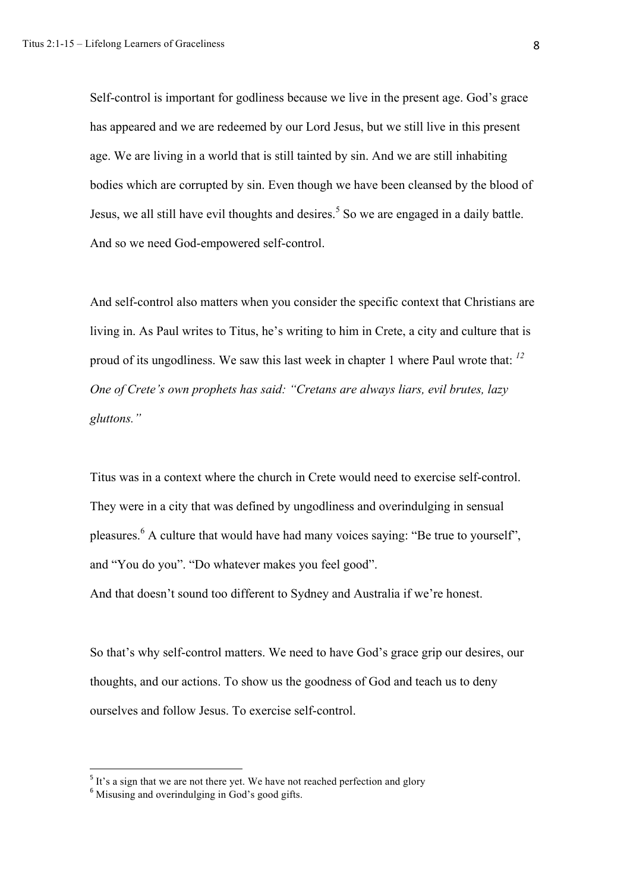Self-control is important for godliness because we live in the present age. God's grace has appeared and we are redeemed by our Lord Jesus, but we still live in this present age. We are living in a world that is still tainted by sin. And we are still inhabiting bodies which are corrupted by sin. Even though we have been cleansed by the blood of Jesus, we all still have evil thoughts and desires.[5] So we are engaged in a daily battle. And so we need God-empowered self-control.

And self-control also matters when you consider the specific context that Christians are living in. As Paul writes to Titus, he's writing to him in Crete, a city and culture that is proud of its ungodliness. We saw this last week in chapter 1 where Paul wrote that: *[12] One of Crete's own prophets has said: "Cretans are always liars, evil brutes, lazy gluttons."*

Titus was in a context where the church in Crete would need to exercise self-control. They were in a city that was defined by ungodliness and overindulging in sensual pleasures.[6] A culture that would have had many voices saying: "Be true to yourself", and "You do you". "Do whatever makes you feel good".
And that doesn't sound too different to Sydney and Australia if we're honest.

So that's why self-control matters. We need to have God's grace grip our desires, our thoughts, and our actions. To show us the goodness of God and teach us to deny ourselves and follow Jesus. To exercise self-control.

---

[5] It's a sign that we are not there yet. We have not reached perfection and glory

[6] Misusing and overindulging in God's good gifts.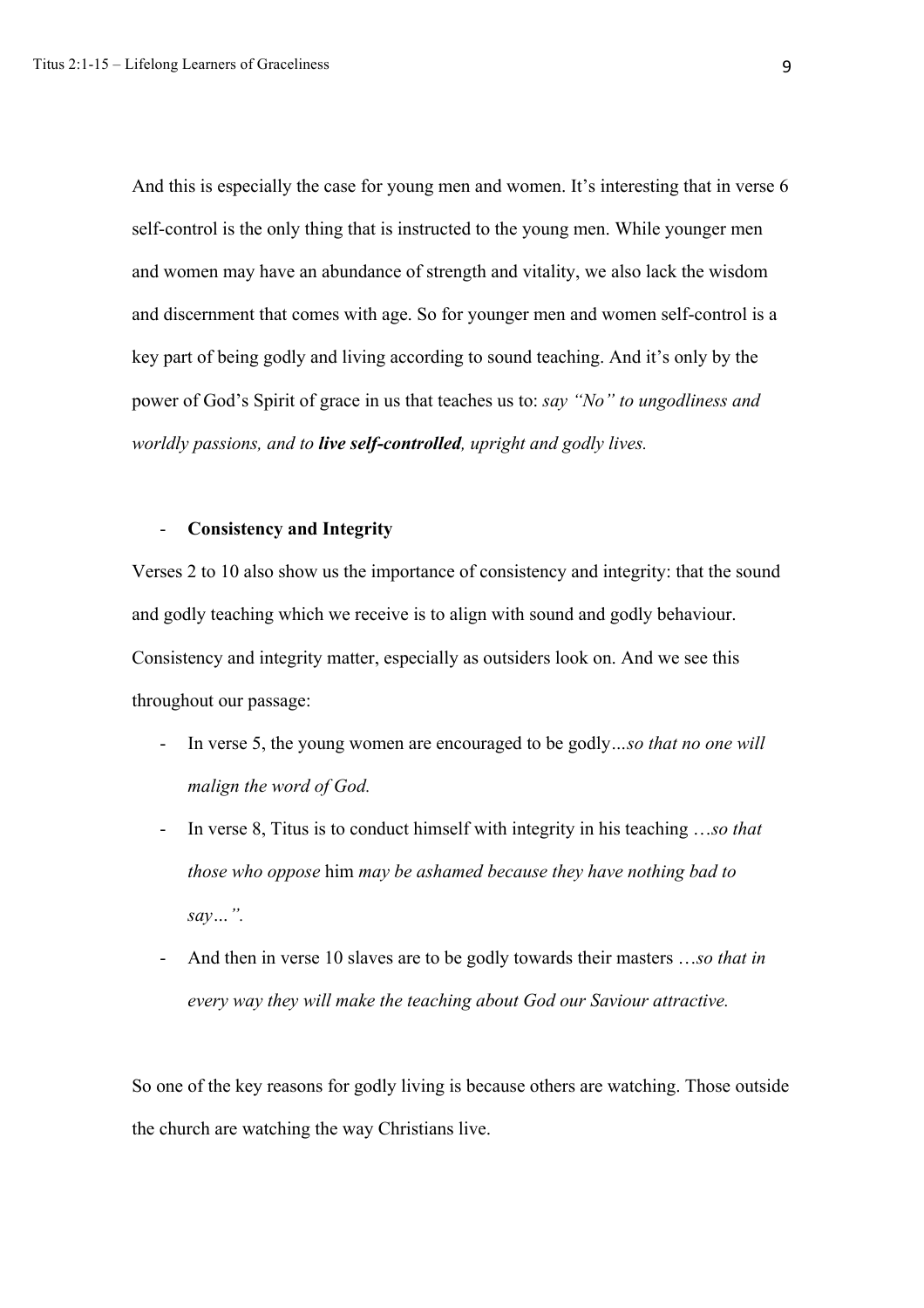And this is especially the case for young men and women. It's interesting that in verse 6 self-control is the only thing that is instructed to the young men. While younger men and women may have an abundance of strength and vitality, we also lack the wisdom and discernment that comes with age. So for younger men and women self-control is a key part of being godly and living according to sound teaching. And it's only by the power of God's Spirit of grace in us that teaches us to: *say "No" to ungodliness and worldly passions, and to* ***live self-controlled****, upright and godly lives.*

- **Consistency and Integrity**

Verses 2 to 10 also show us the importance of consistency and integrity: that the sound and godly teaching which we receive is to align with sound and godly behaviour. Consistency and integrity matter, especially as outsiders look on. And we see this throughout our passage:

- In verse 5, the young women are encouraged to be godly*...so that no one will malign the word of God.*
- In verse 8, Titus is to conduct himself with integrity in his teaching …*so that those who oppose* him *may be ashamed because they have nothing bad to say…".*
- And then in verse 10 slaves are to be godly towards their masters …*so that in every way they will make the teaching about God our Saviour attractive.*

So one of the key reasons for godly living is because others are watching. Those outside the church are watching the way Christians live.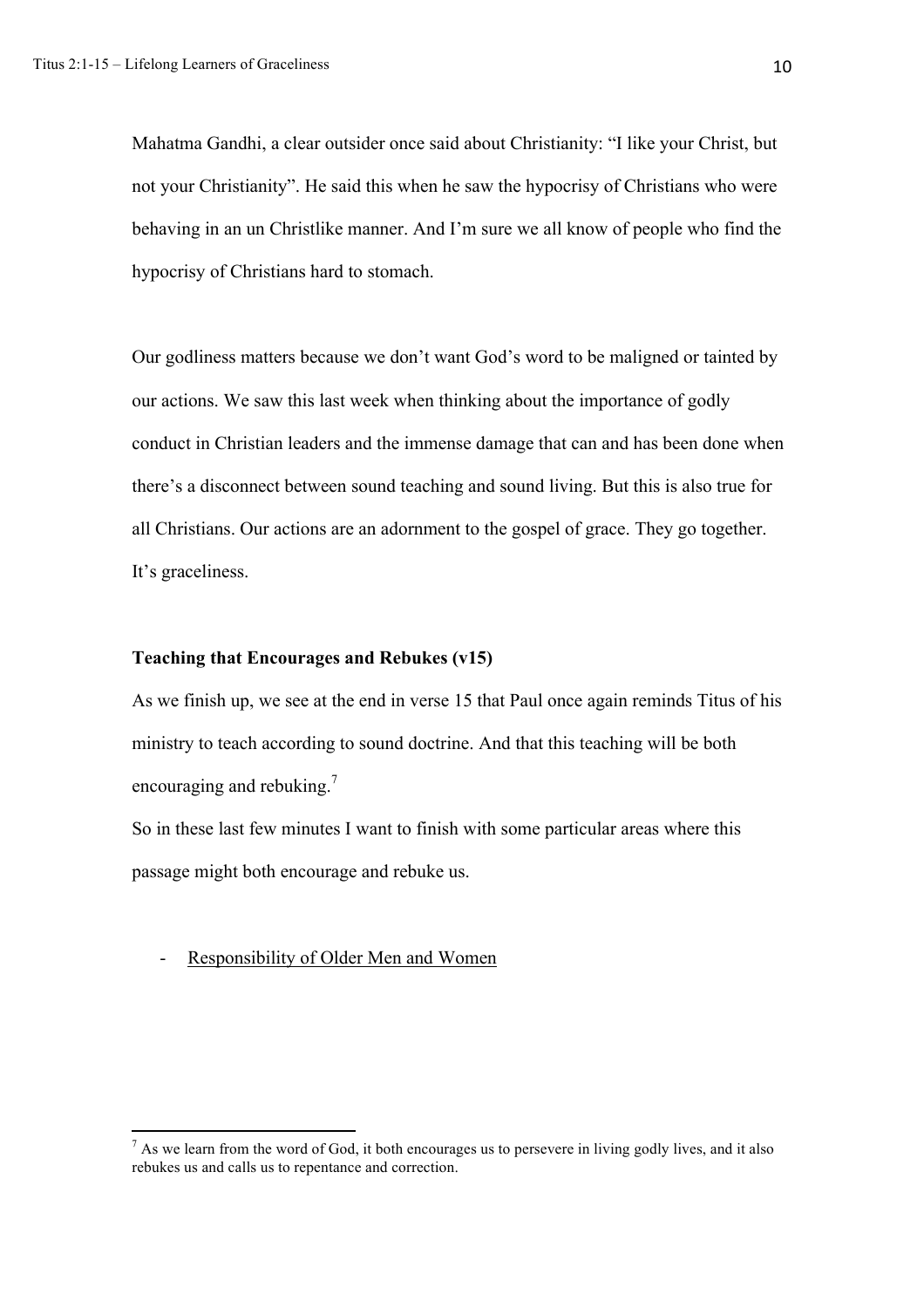Mahatma Gandhi, a clear outsider once said about Christianity: "I like your Christ, but not your Christianity". He said this when he saw the hypocrisy of Christians who were behaving in an un Christlike manner. And I'm sure we all know of people who find the hypocrisy of Christians hard to stomach.

Our godliness matters because we don't want God's word to be maligned or tainted by our actions. We saw this last week when thinking about the importance of godly conduct in Christian leaders and the immense damage that can and has been done when there's a disconnect between sound teaching and sound living. But this is also true for all Christians. Our actions are an adornment to the gospel of grace. They go together. It's graceliness.

**Teaching that Encourages and Rebukes (v15)**

As we finish up, we see at the end in verse 15 that Paul once again reminds Titus of his ministry to teach according to sound doctrine. And that this teaching will be both encouraging and rebuking.[7]

So in these last few minutes I want to finish with some particular areas where this passage might both encourage and rebuke us.

- <u>Responsibility of Older Men and Women</u>

[7] As we learn from the word of God, it both encourages us to persevere in living godly lives, and it also rebukes us and calls us to repentance and correction.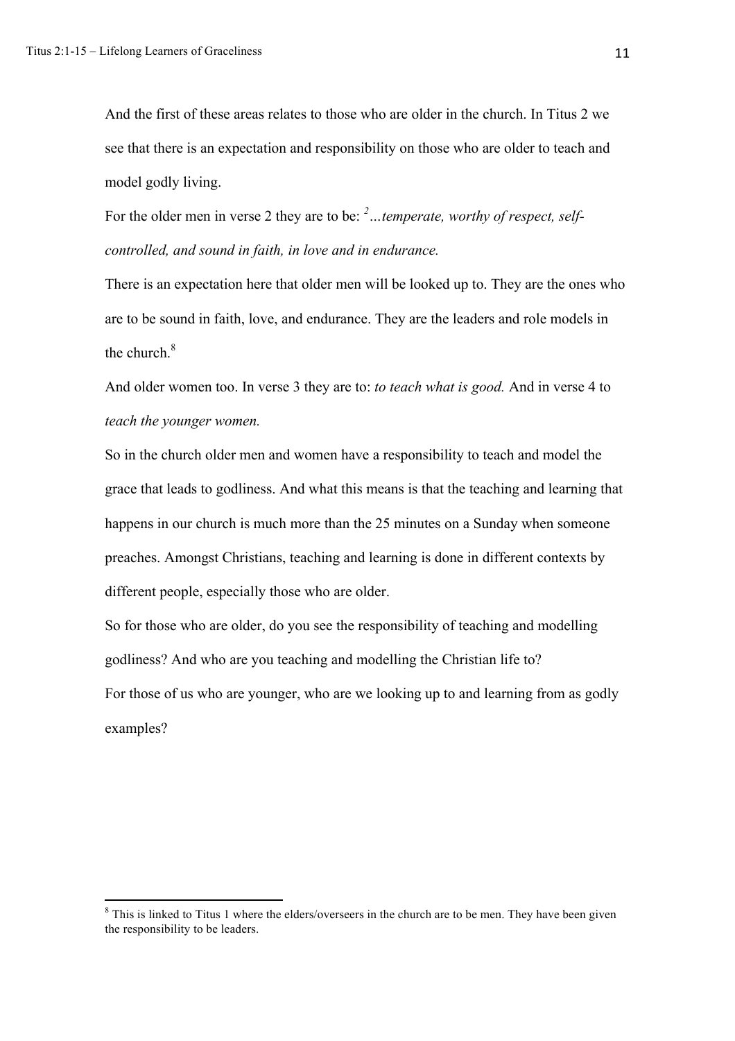And the first of these areas relates to those who are older in the church. In Titus 2 we see that there is an expectation and responsibility on those who are older to teach and model godly living.

For the older men in verse 2 they are to be: [2]*…temperate, worthy of respect, self-controlled, and sound in faith, in love and in endurance.*

There is an expectation here that older men will be looked up to. They are the ones who are to be sound in faith, love, and endurance. They are the leaders and role models in the church.[8]

And older women too. In verse 3 they are to: *to teach what is good.* And in verse 4 to *teach the younger women.*

So in the church older men and women have a responsibility to teach and model the grace that leads to godliness. And what this means is that the teaching and learning that happens in our church is much more than the 25 minutes on a Sunday when someone preaches. Amongst Christians, teaching and learning is done in different contexts by different people, especially those who are older.

So for those who are older, do you see the responsibility of teaching and modelling godliness? And who are you teaching and modelling the Christian life to?

For those of us who are younger, who are we looking up to and learning from as godly examples?

---

[8] This is linked to Titus 1 where the elders/overseers in the church are to be men. They have been given the responsibility to be leaders.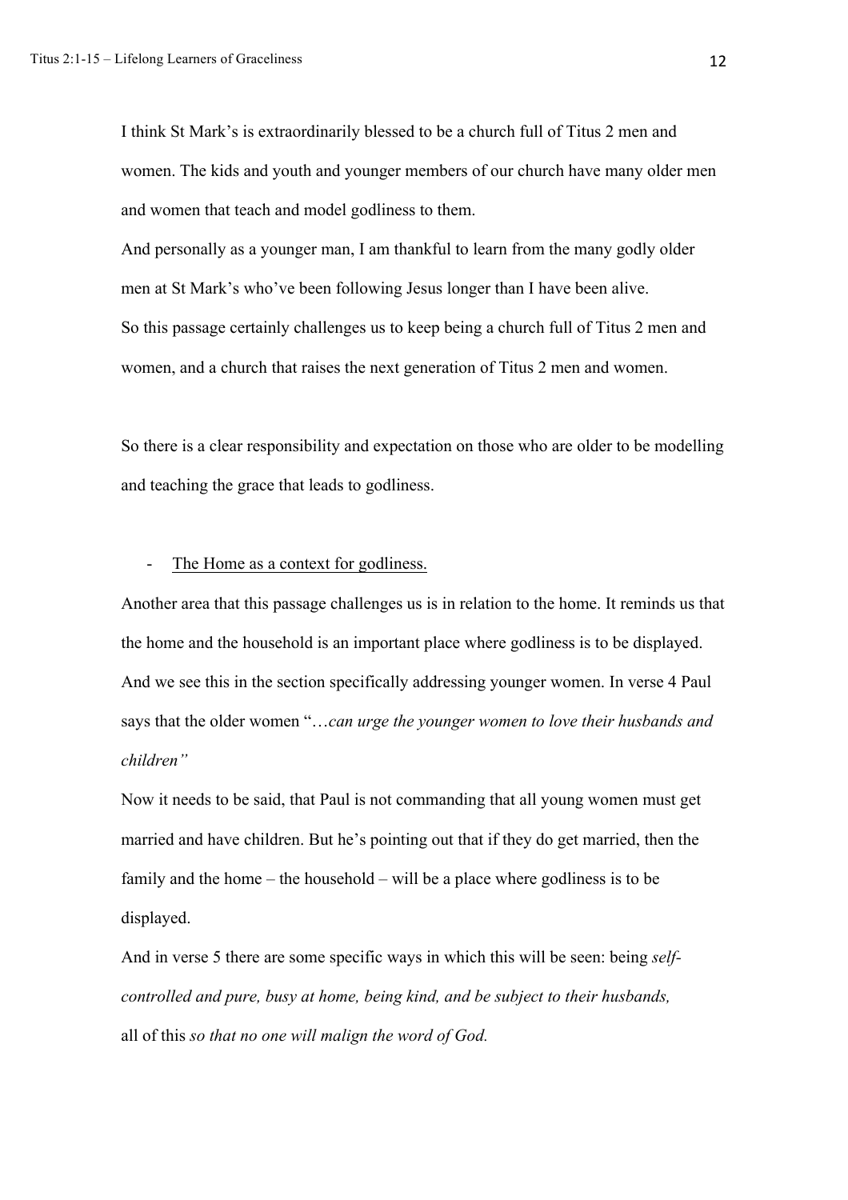I think St Mark's is extraordinarily blessed to be a church full of Titus 2 men and women. The kids and youth and younger members of our church have many older men and women that teach and model godliness to them.

And personally as a younger man, I am thankful to learn from the many godly older men at St Mark's who've been following Jesus longer than I have been alive.

So this passage certainly challenges us to keep being a church full of Titus 2 men and women, and a church that raises the next generation of Titus 2 men and women.

So there is a clear responsibility and expectation on those who are older to be modelling and teaching the grace that leads to godliness.

- <u>The Home as a context for godliness.</u>

Another area that this passage challenges us is in relation to the home. It reminds us that the home and the household is an important place where godliness is to be displayed. And we see this in the section specifically addressing younger women. In verse 4 Paul says that the older women "*…can urge the younger women to love their husbands and children"*

Now it needs to be said, that Paul is not commanding that all young women must get married and have children. But he's pointing out that if they do get married, then the family and the home – the household – will be a place where godliness is to be displayed.

And in verse 5 there are some specific ways in which this will be seen: being *self-controlled and pure, busy at home, being kind, and be subject to their husbands,* all of this *so that no one will malign the word of God.*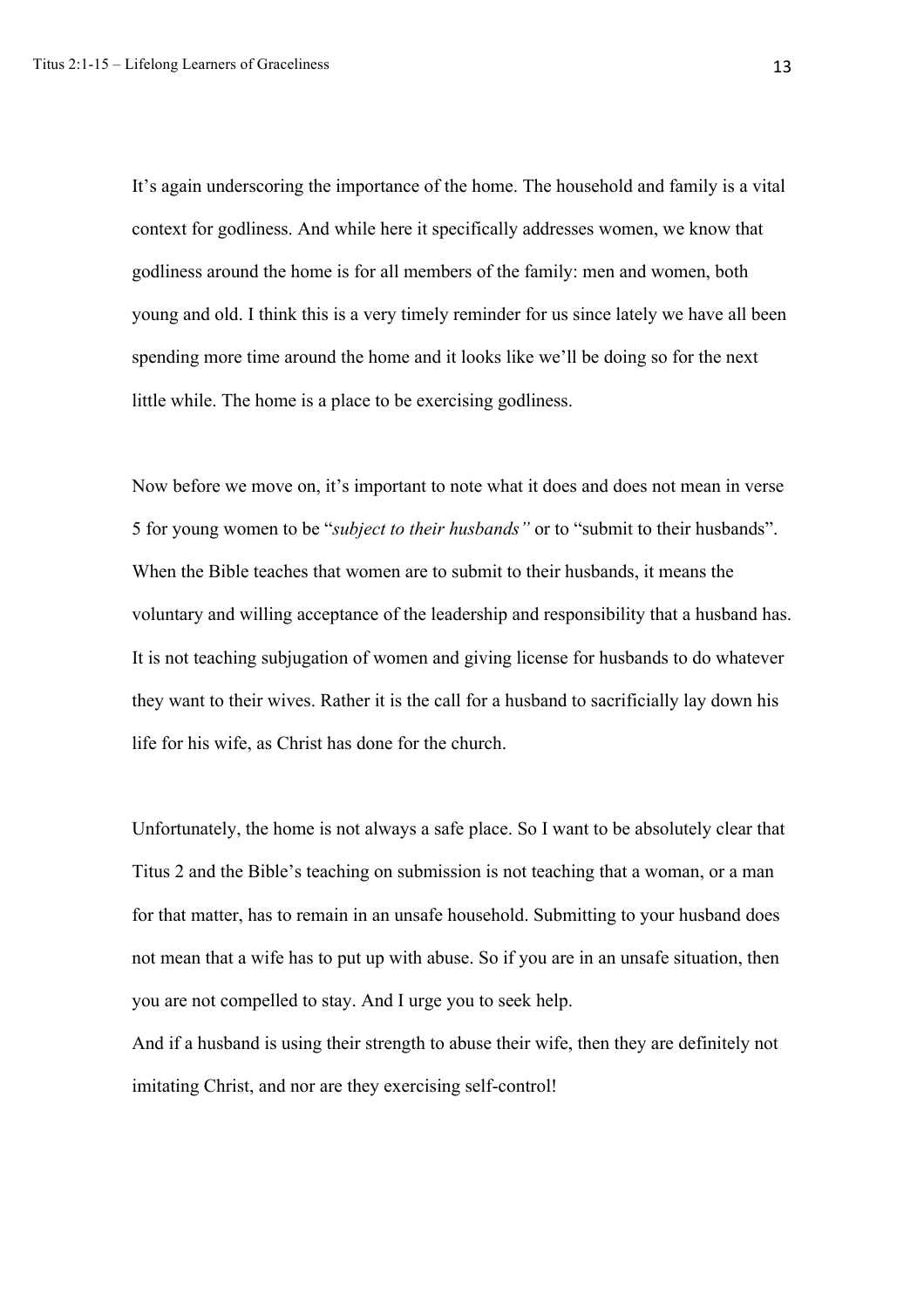It's again underscoring the importance of the home. The household and family is a vital context for godliness. And while here it specifically addresses women, we know that godliness around the home is for all members of the family: men and women, both young and old. I think this is a very timely reminder for us since lately we have all been spending more time around the home and it looks like we'll be doing so for the next little while. The home is a place to be exercising godliness.

Now before we move on, it's important to note what it does and does not mean in verse 5 for young women to be "*subject to their husbands"* or to "submit to their husbands". When the Bible teaches that women are to submit to their husbands, it means the voluntary and willing acceptance of the leadership and responsibility that a husband has. It is not teaching subjugation of women and giving license for husbands to do whatever they want to their wives. Rather it is the call for a husband to sacrificially lay down his life for his wife, as Christ has done for the church.

Unfortunately, the home is not always a safe place. So I want to be absolutely clear that Titus 2 and the Bible's teaching on submission is not teaching that a woman, or a man for that matter, has to remain in an unsafe household. Submitting to your husband does not mean that a wife has to put up with abuse. So if you are in an unsafe situation, then you are not compelled to stay. And I urge you to seek help.

And if a husband is using their strength to abuse their wife, then they are definitely not imitating Christ, and nor are they exercising self-control!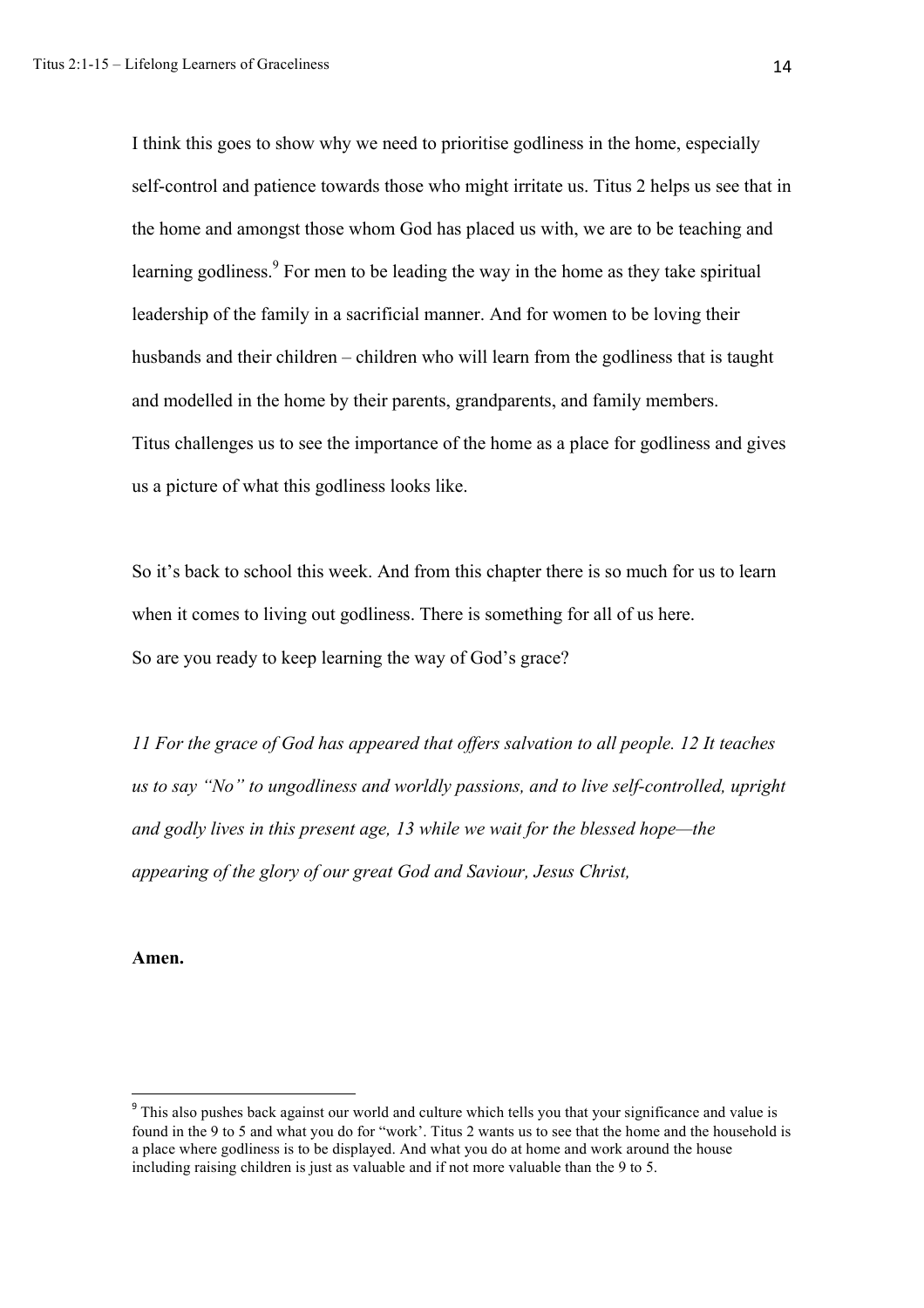I think this goes to show why we need to prioritise godliness in the home, especially self-control and patience towards those who might irritate us. Titus 2 helps us see that in the home and amongst those whom God has placed us with, we are to be teaching and learning godliness.[9] For men to be leading the way in the home as they take spiritual leadership of the family in a sacrificial manner. And for women to be loving their husbands and their children – children who will learn from the godliness that is taught and modelled in the home by their parents, grandparents, and family members.
Titus challenges us to see the importance of the home as a place for godliness and gives us a picture of what this godliness looks like.

So it's back to school this week. And from this chapter there is so much for us to learn when it comes to living out godliness. There is something for all of us here.
So are you ready to keep learning the way of God's grace?

*11 For the grace of God has appeared that offers salvation to all people. 12 It teaches us to say "No" to ungodliness and worldly passions, and to live self-controlled, upright and godly lives in this present age, 13 while we wait for the blessed hope—the appearing of the glory of our great God and Saviour, Jesus Christ,*

**Amen.**

---

[9] This also pushes back against our world and culture which tells you that your significance and value is found in the 9 to 5 and what you do for "work'. Titus 2 wants us to see that the home and the household is a place where godliness is to be displayed. And what you do at home and work around the house including raising children is just as valuable and if not more valuable than the 9 to 5.